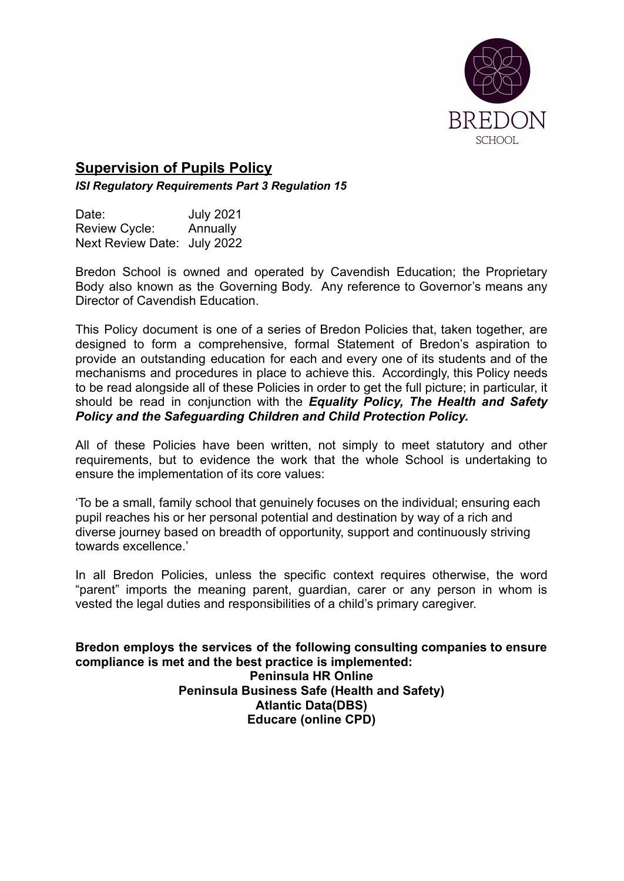BREDON
SCHOOL

# Supervision of Pupils Policy

***ISI Regulatory Requirements Part 3 Regulation 15***

Date: July 2021
Review Cycle: Annually
Next Review Date: July 2022

Bredon School is owned and operated by Cavendish Education; the Proprietary Body also known as the Governing Body. Any reference to Governor's means any Director of Cavendish Education.

This Policy document is one of a series of Bredon Policies that, taken together, are designed to form a comprehensive, formal Statement of Bredon's aspiration to provide an outstanding education for each and every one of its students and of the mechanisms and procedures in place to achieve this. Accordingly, this Policy needs to be read alongside all of these Policies in order to get the full picture; in particular, it should be read in conjunction with the ***Equality Policy, The Health and Safety Policy and the Safeguarding Children and Child Protection Policy.***

All of these Policies have been written, not simply to meet statutory and other requirements, but to evidence the work that the whole School is undertaking to ensure the implementation of its core values:

'To be a small, family school that genuinely focuses on the individual; ensuring each pupil reaches his or her personal potential and destination by way of a rich and diverse journey based on breadth of opportunity, support and continuously striving towards excellence.'

In all Bredon Policies, unless the specific context requires otherwise, the word "parent" imports the meaning parent, guardian, carer or any person in whom is vested the legal duties and responsibilities of a child's primary caregiver.

**Bredon employs the services of the following consulting companies to ensure compliance is met and the best practice is implemented:**

**Peninsula HR Online**
**Peninsula Business Safe (Health and Safety)**
**Atlantic Data(DBS)**
**Educare (online CPD)**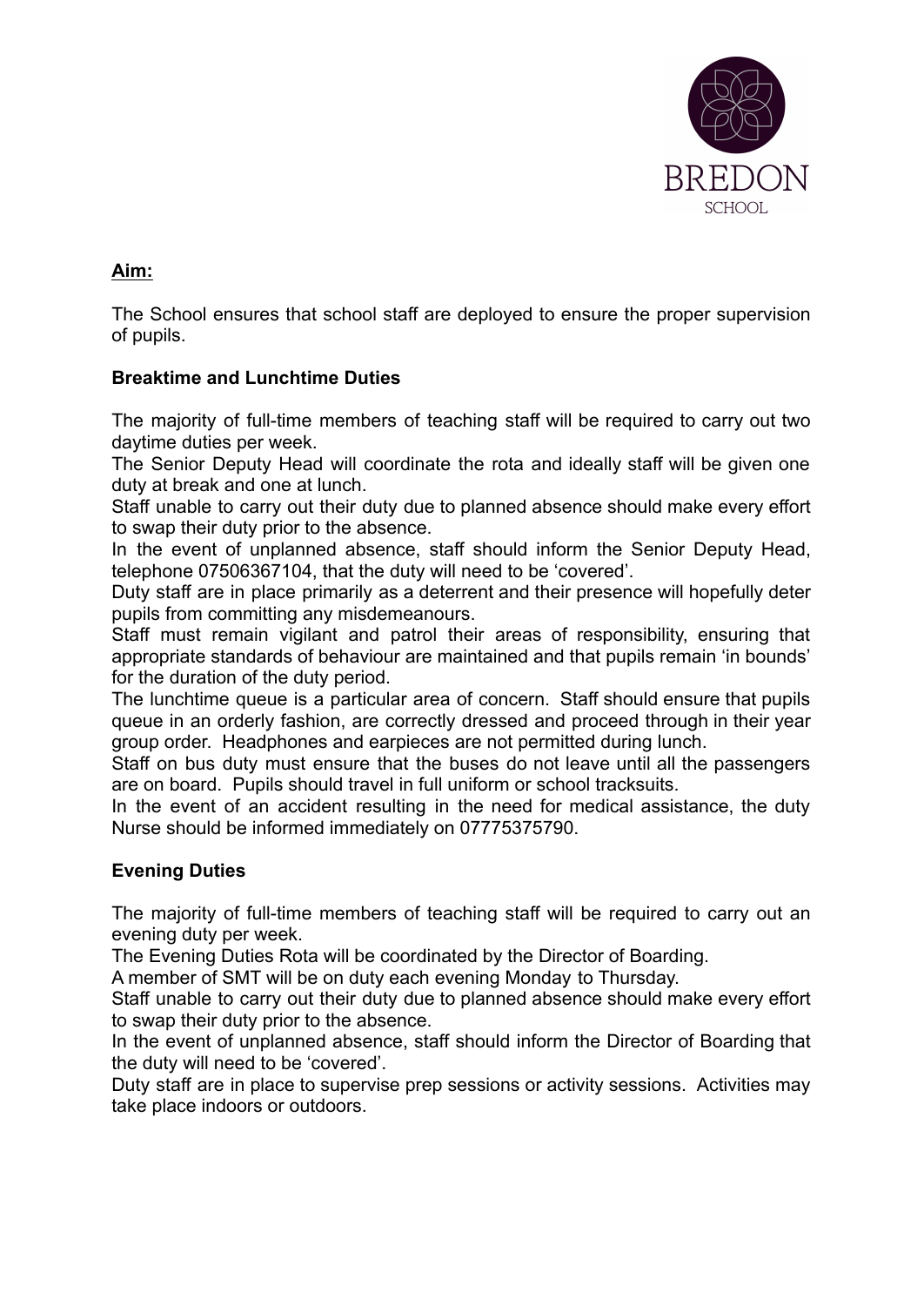**Aim:**

The School ensures that school staff are deployed to ensure the proper supervision of pupils.

**Breaktime and Lunchtime Duties**

The majority of full-time members of teaching staff will be required to carry out two daytime duties per week.

The Senior Deputy Head will coordinate the rota and ideally staff will be given one duty at break and one at lunch.

Staff unable to carry out their duty due to planned absence should make every effort to swap their duty prior to the absence.

In the event of unplanned absence, staff should inform the Senior Deputy Head, telephone 07506367104, that the duty will need to be 'covered'.

Duty staff are in place primarily as a deterrent and their presence will hopefully deter pupils from committing any misdemeanours.

Staff must remain vigilant and patrol their areas of responsibility, ensuring that appropriate standards of behaviour are maintained and that pupils remain 'in bounds' for the duration of the duty period.

The lunchtime queue is a particular area of concern. Staff should ensure that pupils queue in an orderly fashion, are correctly dressed and proceed through in their year group order. Headphones and earpieces are not permitted during lunch.

Staff on bus duty must ensure that the buses do not leave until all the passengers are on board. Pupils should travel in full uniform or school tracksuits.

In the event of an accident resulting in the need for medical assistance, the duty Nurse should be informed immediately on 07775375790.

**Evening Duties**

The majority of full-time members of teaching staff will be required to carry out an evening duty per week.

The Evening Duties Rota will be coordinated by the Director of Boarding.

A member of SMT will be on duty each evening Monday to Thursday.

Staff unable to carry out their duty due to planned absence should make every effort to swap their duty prior to the absence.

In the event of unplanned absence, staff should inform the Director of Boarding that the duty will need to be 'covered'.

Duty staff are in place to supervise prep sessions or activity sessions. Activities may take place indoors or outdoors.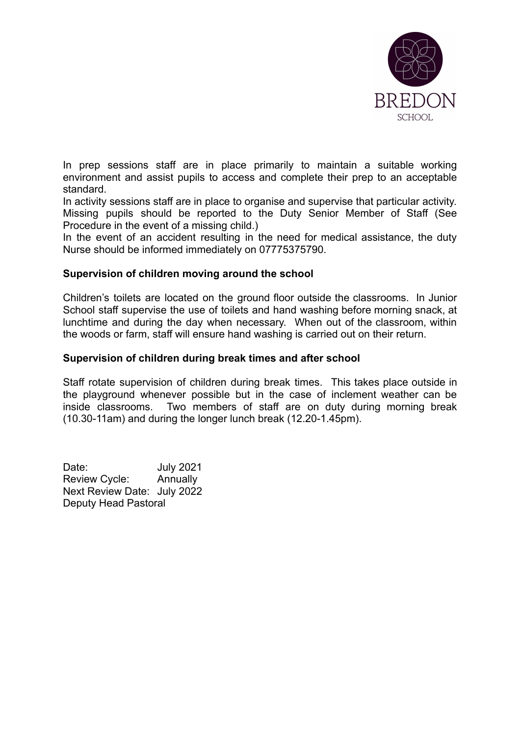In prep sessions staff are in place primarily to maintain a suitable working environment and assist pupils to access and complete their prep to an acceptable standard.

In activity sessions staff are in place to organise and supervise that particular activity. Missing pupils should be reported to the Duty Senior Member of Staff (See Procedure in the event of a missing child.)

In the event of an accident resulting in the need for medical assistance, the duty Nurse should be informed immediately on 07775375790.

**Supervision of children moving around the school**

Children's toilets are located on the ground floor outside the classrooms. In Junior School staff supervise the use of toilets and hand washing before morning snack, at lunchtime and during the day when necessary. When out of the classroom, within the woods or farm, staff will ensure hand washing is carried out on their return.

**Supervision of children during break times and after school**

Staff rotate supervision of children during break times. This takes place outside in the playground whenever possible but in the case of inclement weather can be inside classrooms. Two members of staff are on duty during morning break (10.30-11am) and during the longer lunch break (12.20-1.45pm).

Date: July 2021
Review Cycle: Annually
Next Review Date: July 2022
Deputy Head Pastoral